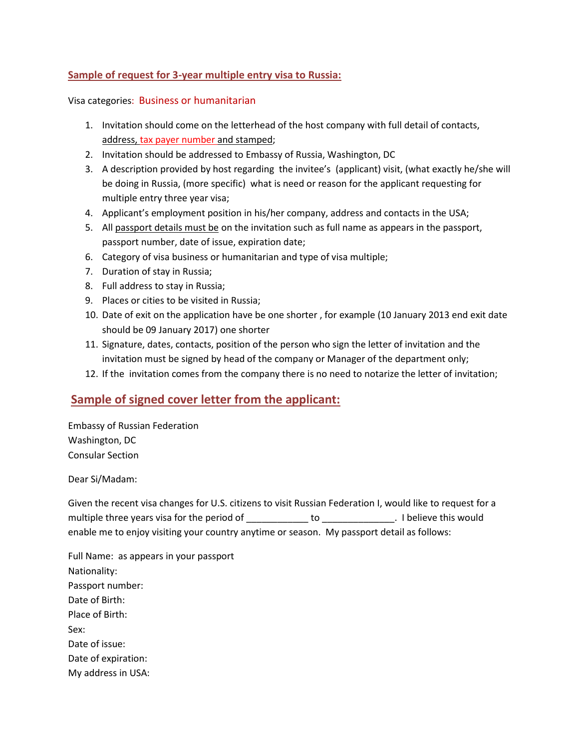## Sample of request for 3-year multiple entry visa to Russia:

Visa categories: Business or humanitarian

1. Invitation should come on the letterhead of the host company with full detail of contacts, address, tax payer number and stamped;
2. Invitation should be addressed to Embassy of Russia, Washington, DC
3. A description provided by host regarding the invitee's (applicant) visit, (what exactly he/she will be doing in Russia, (more specific) what is need or reason for the applicant requesting for multiple entry three year visa;
4. Applicant's employment position in his/her company, address and contacts in the USA;
5. All passport details must be on the invitation such as full name as appears in the passport, passport number, date of issue, expiration date;
6. Category of visa business or humanitarian and type of visa multiple;
7. Duration of stay in Russia;
8. Full address to stay in Russia;
9. Places or cities to be visited in Russia;
10. Date of exit on the application have be one shorter , for example (10 January 2013 end exit date should be 09 January 2017) one shorter
11. Signature, dates, contacts, position of the person who sign the letter of invitation and the invitation must be signed by head of the company or Manager of the department only;
12. If the invitation comes from the company there is no need to notarize the letter of invitation;

## Sample of signed cover letter from the applicant:

Embassy of Russian Federation
Washington, DC
Consular Section

Dear Si/Madam:

Given the recent visa changes for U.S. citizens to visit Russian Federation I, would like to request for a multiple three years visa for the period of ____________ to ______________. I believe this would enable me to enjoy visiting your country anytime or season. My passport detail as follows:

Full Name: as appears in your passport
Nationality:
Passport number:
Date of Birth:
Place of Birth:
Sex:
Date of issue:
Date of expiration:
My address in USA: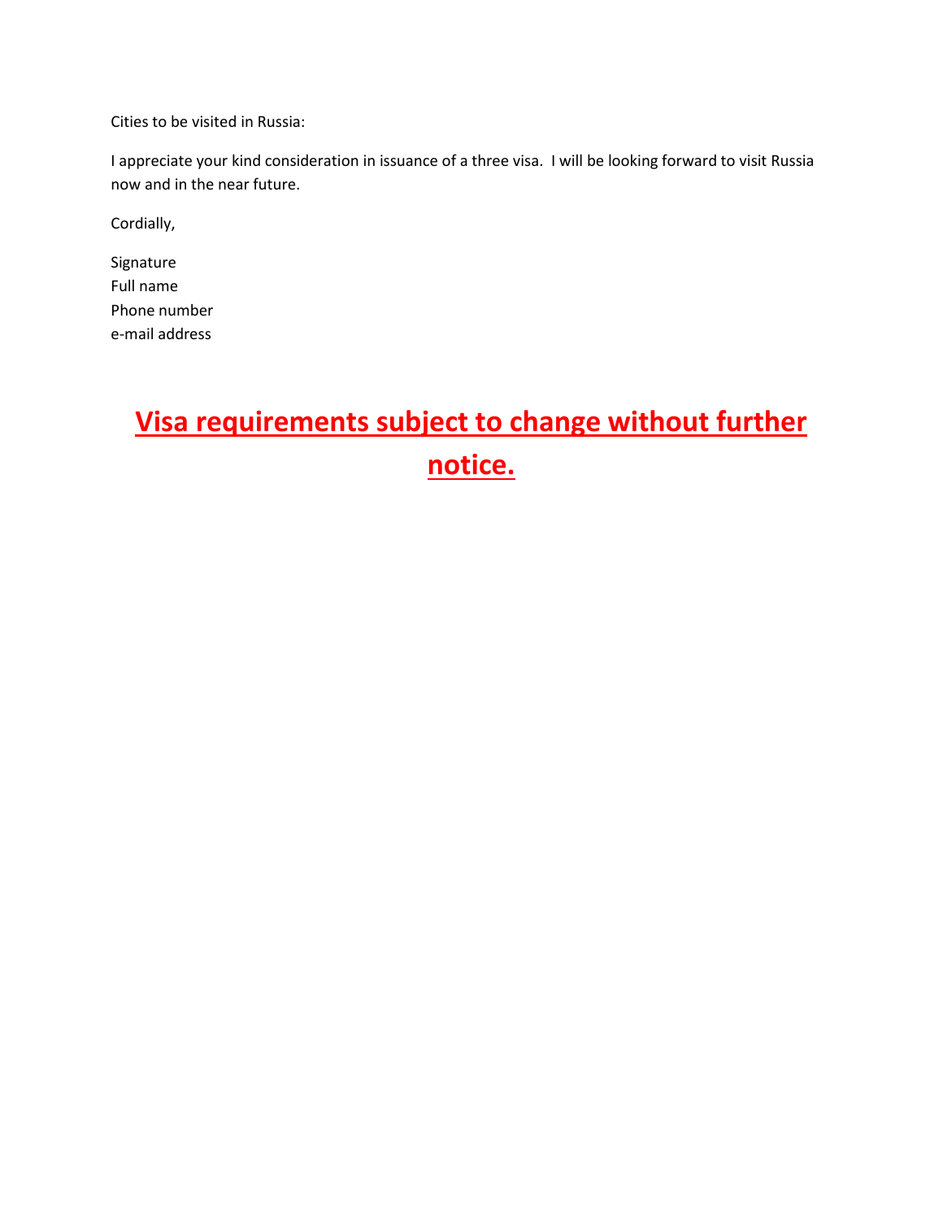Cities to be visited in Russia:

I appreciate your kind consideration in issuance of a three visa. I will be looking forward to visit Russia now and in the near future.

Cordially,

Signature  
Full name  
Phone number  
e-mail address

## **Visa requirements subject to change without further notice.**